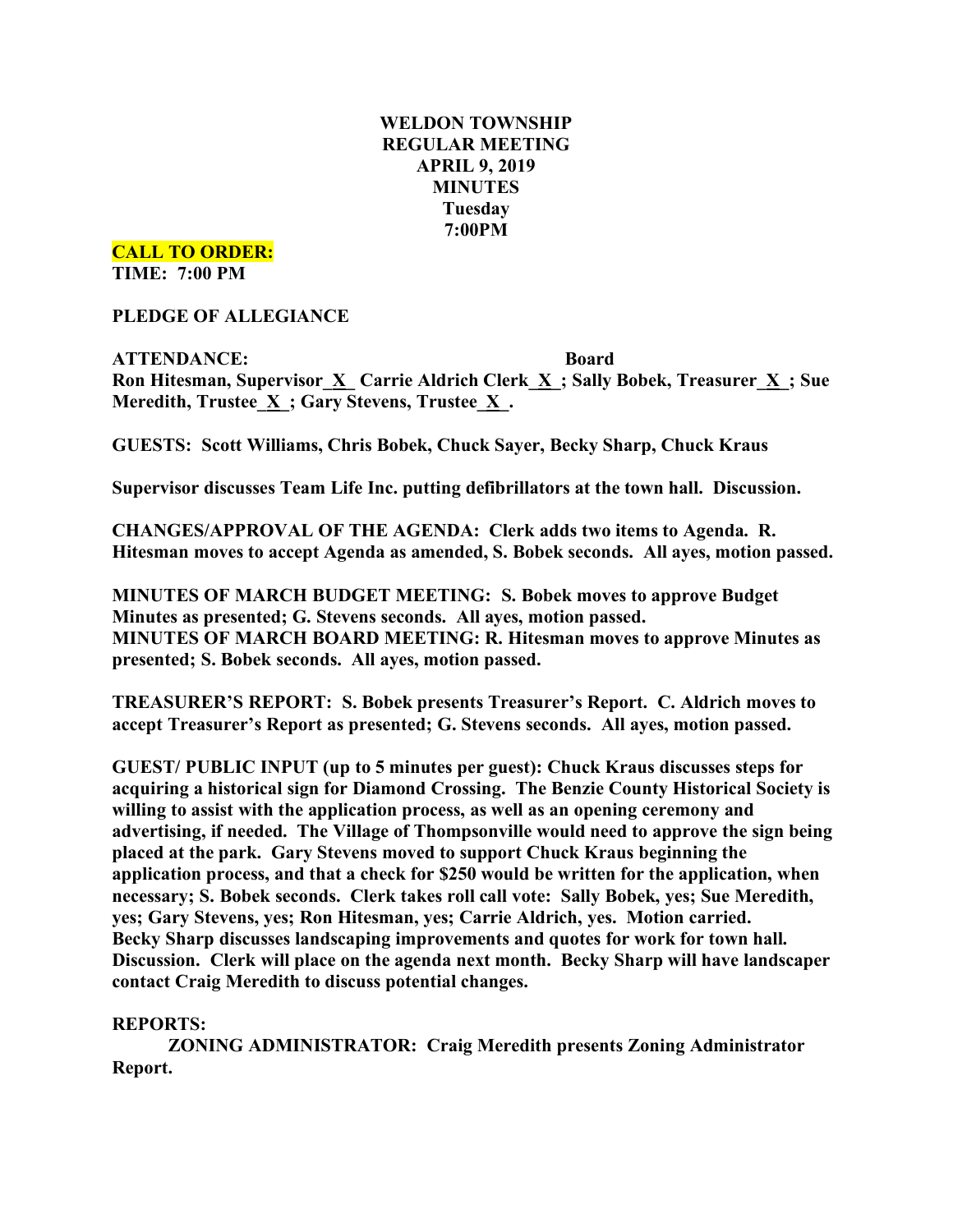# WELDON TOWNSHIP
# REGULAR MEETING
# APRIL 9, 2019
# MINUTES
# Tuesday
# 7:00PM

**CALL TO ORDER:**
**TIME: 7:00 PM**

**PLEDGE OF ALLEGIANCE**

**ATTENDANCE: Board**
**Ron Hitesman, Supervisor_X_ Carrie Aldrich Clerk_X_; Sally Bobek, Treasurer_X_; Sue Meredith, Trustee_X_; Gary Stevens, Trustee_X_.**

**GUESTS: Scott Williams, Chris Bobek, Chuck Sayer, Becky Sharp, Chuck Kraus**

**Supervisor discusses Team Life Inc. putting defibrillators at the town hall. Discussion.**

**CHANGES/APPROVAL OF THE AGENDA: Clerk adds two items to Agenda. R. Hitesman moves to accept Agenda as amended, S. Bobek seconds. All ayes, motion passed.**

**MINUTES OF MARCH BUDGET MEETING: S. Bobek moves to approve Budget Minutes as presented; G. Stevens seconds. All ayes, motion passed.**
**MINUTES OF MARCH BOARD MEETING: R. Hitesman moves to approve Minutes as presented; S. Bobek seconds. All ayes, motion passed.**

**TREASURER'S REPORT: S. Bobek presents Treasurer's Report. C. Aldrich moves to accept Treasurer's Report as presented; G. Stevens seconds. All ayes, motion passed.**

**GUEST/ PUBLIC INPUT (up to 5 minutes per guest): Chuck Kraus discusses steps for acquiring a historical sign for Diamond Crossing. The Benzie County Historical Society is willing to assist with the application process, as well as an opening ceremony and advertising, if needed. The Village of Thompsonville would need to approve the sign being placed at the park. Gary Stevens moved to support Chuck Kraus beginning the application process, and that a check for $250 would be written for the application, when necessary; S. Bobek seconds. Clerk takes roll call vote: Sally Bobek, yes; Sue Meredith, yes; Gary Stevens, yes; Ron Hitesman, yes; Carrie Aldrich, yes. Motion carried.**
**Becky Sharp discusses landscaping improvements and quotes for work for town hall. Discussion. Clerk will place on the agenda next month. Becky Sharp will have landscaper contact Craig Meredith to discuss potential changes.**

**REPORTS:**

**ZONING ADMINISTRATOR: Craig Meredith presents Zoning Administrator Report.**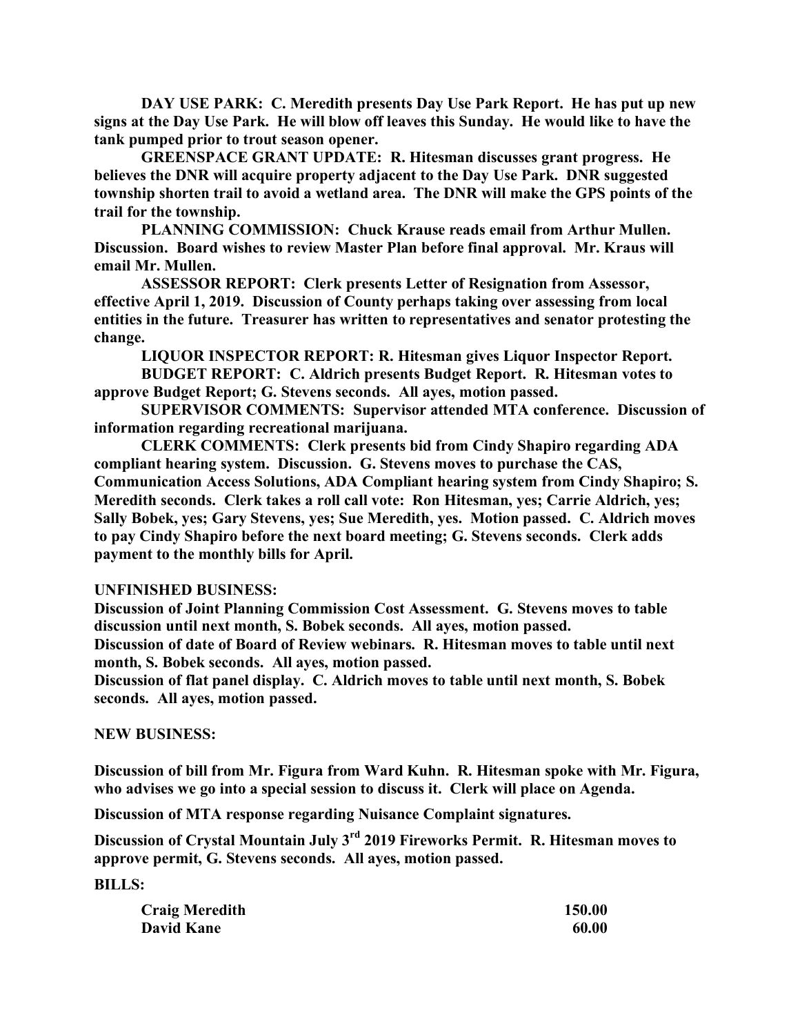**DAY USE PARK: C. Meredith presents Day Use Park Report. He has put up new signs at the Day Use Park. He will blow off leaves this Sunday. He would like to have the tank pumped prior to trout season opener.**

**GREENSPACE GRANT UPDATE: R. Hitesman discusses grant progress. He believes the DNR will acquire property adjacent to the Day Use Park. DNR suggested township shorten trail to avoid a wetland area. The DNR will make the GPS points of the trail for the township.**

**PLANNING COMMISSION: Chuck Krause reads email from Arthur Mullen. Discussion. Board wishes to review Master Plan before final approval. Mr. Kraus will email Mr. Mullen.**

**ASSESSOR REPORT: Clerk presents Letter of Resignation from Assessor, effective April 1, 2019. Discussion of County perhaps taking over assessing from local entities in the future. Treasurer has written to representatives and senator protesting the change.**

**LIQUOR INSPECTOR REPORT: R. Hitesman gives Liquor Inspector Report.**

**BUDGET REPORT: C. Aldrich presents Budget Report. R. Hitesman votes to approve Budget Report; G. Stevens seconds. All ayes, motion passed.**

**SUPERVISOR COMMENTS: Supervisor attended MTA conference. Discussion of information regarding recreational marijuana.**

**CLERK COMMENTS: Clerk presents bid from Cindy Shapiro regarding ADA compliant hearing system. Discussion. G. Stevens moves to purchase the CAS, Communication Access Solutions, ADA Compliant hearing system from Cindy Shapiro; S. Meredith seconds. Clerk takes a roll call vote: Ron Hitesman, yes; Carrie Aldrich, yes; Sally Bobek, yes; Gary Stevens, yes; Sue Meredith, yes. Motion passed. C. Aldrich moves to pay Cindy Shapiro before the next board meeting; G. Stevens seconds. Clerk adds payment to the monthly bills for April.**

**UNFINISHED BUSINESS:**

**Discussion of Joint Planning Commission Cost Assessment. G. Stevens moves to table discussion until next month, S. Bobek seconds. All ayes, motion passed.**

**Discussion of date of Board of Review webinars. R. Hitesman moves to table until next month, S. Bobek seconds. All ayes, motion passed.**

**Discussion of flat panel display. C. Aldrich moves to table until next month, S. Bobek seconds. All ayes, motion passed.**

**NEW BUSINESS:**

**Discussion of bill from Mr. Figura from Ward Kuhn. R. Hitesman spoke with Mr. Figura, who advises we go into a special session to discuss it. Clerk will place on Agenda.**

**Discussion of MTA response regarding Nuisance Complaint signatures.**

**Discussion of Crystal Mountain July 3rd 2019 Fireworks Permit. R. Hitesman moves to approve permit, G. Stevens seconds. All ayes, motion passed.**

**BILLS:**

| | |
|---|---|
| **Craig Meredith** | **150.00** |
| **David Kane** | **60.00** |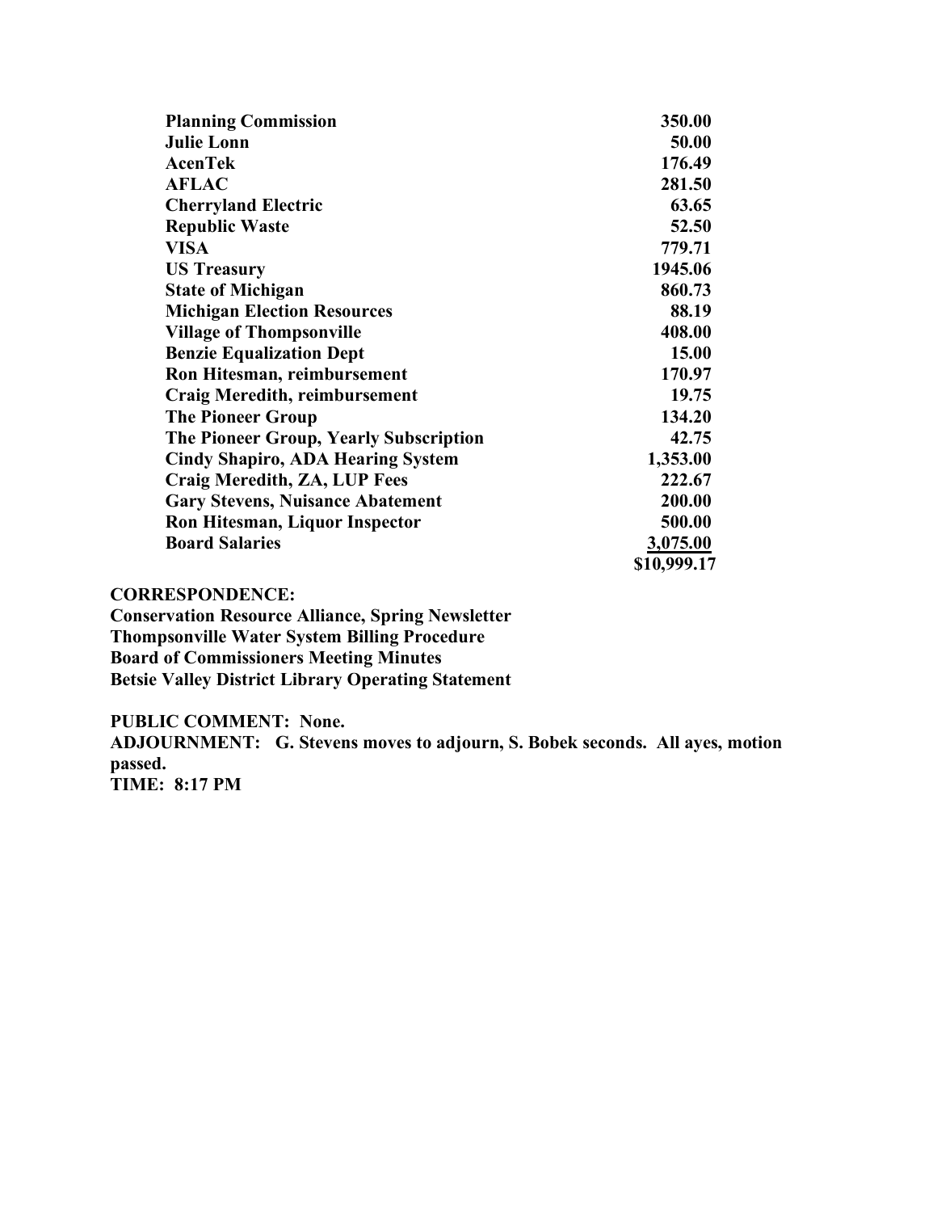| | |
|---|---|
| **Planning Commission** | **350.00** |
| **Julie Lonn** | **50.00** |
| **AcenTek** | **176.49** |
| **AFLAC** | **281.50** |
| **Cherryland Electric** | **63.65** |
| **Republic Waste** | **52.50** |
| **VISA** | **779.71** |
| **US Treasury** | **1945.06** |
| **State of Michigan** | **860.73** |
| **Michigan Election Resources** | **88.19** |
| **Village of Thompsonville** | **408.00** |
| **Benzie Equalization Dept** | **15.00** |
| **Ron Hitesman, reimbursement** | **170.97** |
| **Craig Meredith, reimbursement** | **19.75** |
| **The Pioneer Group** | **134.20** |
| **The Pioneer Group, Yearly Subscription** | **42.75** |
| **Cindy Shapiro, ADA Hearing System** | **1,353.00** |
| **Craig Meredith, ZA, LUP Fees** | **222.67** |
| **Gary Stevens, Nuisance Abatement** | **200.00** |
| **Ron Hitesman, Liquor Inspector** | **500.00** |
| **Board Salaries** | **3,075.00** |
| | **$10,999.17** |

**CORRESPONDENCE:**
**Conservation Resource Alliance, Spring Newsletter**
**Thompsonville Water System Billing Procedure**
**Board of Commissioners Meeting Minutes**
**Betsie Valley District Library Operating Statement**

**PUBLIC COMMENT: None.**
**ADJOURNMENT: G. Stevens moves to adjourn, S. Bobek seconds. All ayes, motion passed.**
**TIME: 8:17 PM**